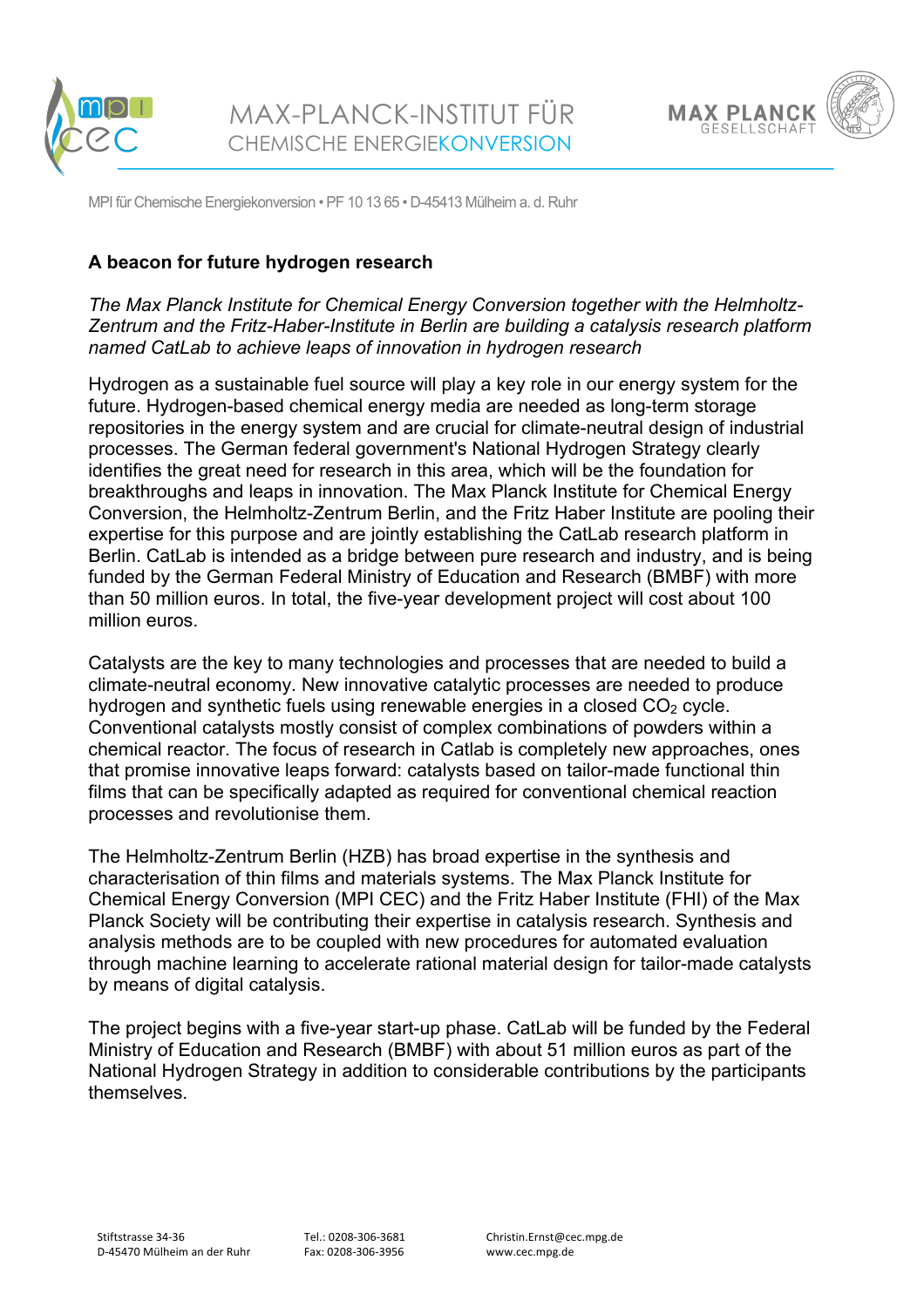MPI für Chemische Energiekonversion • PF 10 13 65 • D-45413 Mülheim a. d. Ruhr

## A beacon for future hydrogen research

*The Max Planck Institute for Chemical Energy Conversion together with the Helmholtz-Zentrum and the Fritz-Haber-Institute in Berlin are building a catalysis research platform named CatLab to achieve leaps of innovation in hydrogen research*

Hydrogen as a sustainable fuel source will play a key role in our energy system for the future. Hydrogen-based chemical energy media are needed as long-term storage repositories in the energy system and are crucial for climate-neutral design of industrial processes. The German federal government's National Hydrogen Strategy clearly identifies the great need for research in this area, which will be the foundation for breakthroughs and leaps in innovation. The Max Planck Institute for Chemical Energy Conversion, the Helmholtz-Zentrum Berlin, and the Fritz Haber Institute are pooling their expertise for this purpose and are jointly establishing the CatLab research platform in Berlin. CatLab is intended as a bridge between pure research and industry, and is being funded by the German Federal Ministry of Education and Research (BMBF) with more than 50 million euros. In total, the five-year development project will cost about 100 million euros.

Catalysts are the key to many technologies and processes that are needed to build a climate-neutral economy. New innovative catalytic processes are needed to produce hydrogen and synthetic fuels using renewable energies in a closed $CO_2$ cycle. Conventional catalysts mostly consist of complex combinations of powders within a chemical reactor. The focus of research in Catlab is completely new approaches, ones that promise innovative leaps forward: catalysts based on tailor-made functional thin films that can be specifically adapted as required for conventional chemical reaction processes and revolutionise them.

The Helmholtz-Zentrum Berlin (HZB) has broad expertise in the synthesis and characterisation of thin films and materials systems. The Max Planck Institute for Chemical Energy Conversion (MPI CEC) and the Fritz Haber Institute (FHI) of the Max Planck Society will be contributing their expertise in catalysis research. Synthesis and analysis methods are to be coupled with new procedures for automated evaluation through machine learning to accelerate rational material design for tailor-made catalysts by means of digital catalysis.

The project begins with a five-year start-up phase. CatLab will be funded by the Federal Ministry of Education and Research (BMBF) with about 51 million euros as part of the National Hydrogen Strategy in addition to considerable contributions by the participants themselves.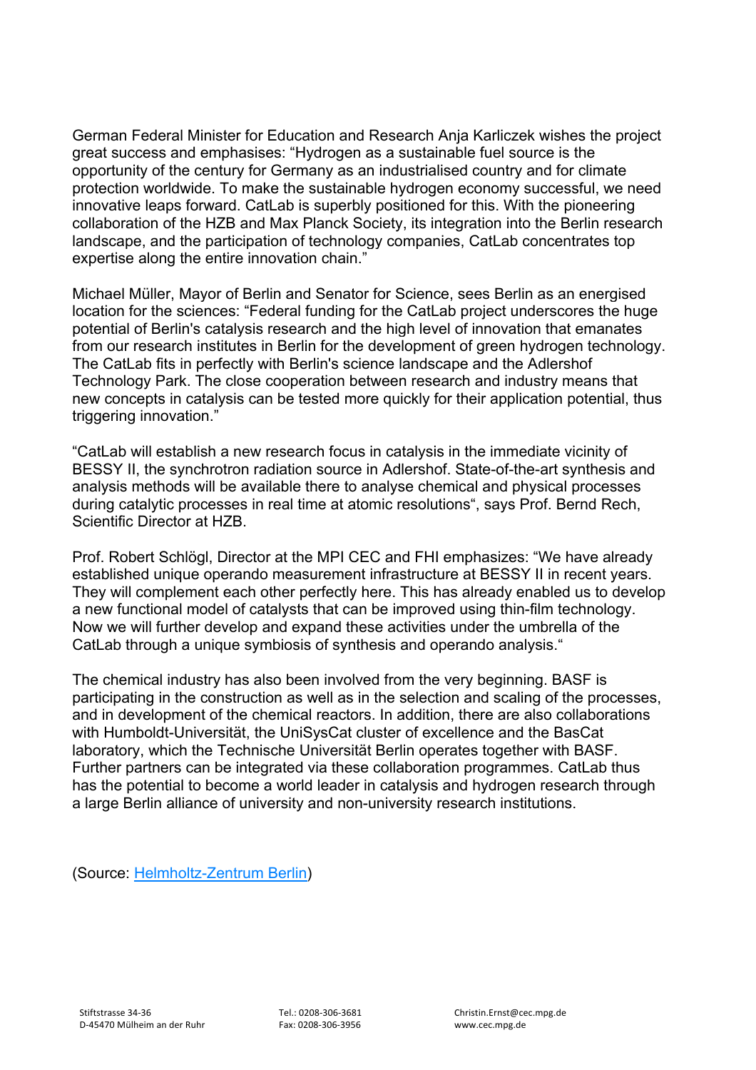German Federal Minister for Education and Research Anja Karliczek wishes the project great success and emphasises: “Hydrogen as a sustainable fuel source is the opportunity of the century for Germany as an industrialised country and for climate protection worldwide. To make the sustainable hydrogen economy successful, we need innovative leaps forward. CatLab is superbly positioned for this. With the pioneering collaboration of the HZB and Max Planck Society, its integration into the Berlin research landscape, and the participation of technology companies, CatLab concentrates top expertise along the entire innovation chain.”

Michael Müller, Mayor of Berlin and Senator for Science, sees Berlin as an energised location for the sciences: “Federal funding for the CatLab project underscores the huge potential of Berlin's catalysis research and the high level of innovation that emanates from our research institutes in Berlin for the development of green hydrogen technology. The CatLab fits in perfectly with Berlin's science landscape and the Adlershof Technology Park. The close cooperation between research and industry means that new concepts in catalysis can be tested more quickly for their application potential, thus triggering innovation.”

“CatLab will establish a new research focus in catalysis in the immediate vicinity of BESSY II, the synchrotron radiation source in Adlershof. State-of-the-art synthesis and analysis methods will be available there to analyse chemical and physical processes during catalytic processes in real time at atomic resolutions“, says Prof. Bernd Rech, Scientific Director at HZB.

Prof. Robert Schlögl, Director at the MPI CEC and FHI emphasizes: “We have already established unique operando measurement infrastructure at BESSY II in recent years. They will complement each other perfectly here. This has already enabled us to develop a new functional model of catalysts that can be improved using thin-film technology. Now we will further develop and expand these activities under the umbrella of the CatLab through a unique symbiosis of synthesis and operando analysis.“

The chemical industry has also been involved from the very beginning. BASF is participating in the construction as well as in the selection and scaling of the processes, and in development of the chemical reactors. In addition, there are also collaborations with Humboldt-Universität, the UniSysCat cluster of excellence and the BasCat laboratory, which the Technische Universität Berlin operates together with BASF. Further partners can be integrated via these collaboration programmes. CatLab thus has the potential to become a world leader in catalysis and hydrogen research through a large Berlin alliance of university and non-university research institutions.

(Source: Helmholtz-Zentrum Berlin)

Stiftstrasse 34-36
D-45470 Mülheim an der Ruhr

Tel.: 0208-306-3681
Fax: 0208-306-3956

Christin.Ernst@cec.mpg.de
www.cec.mpg.de